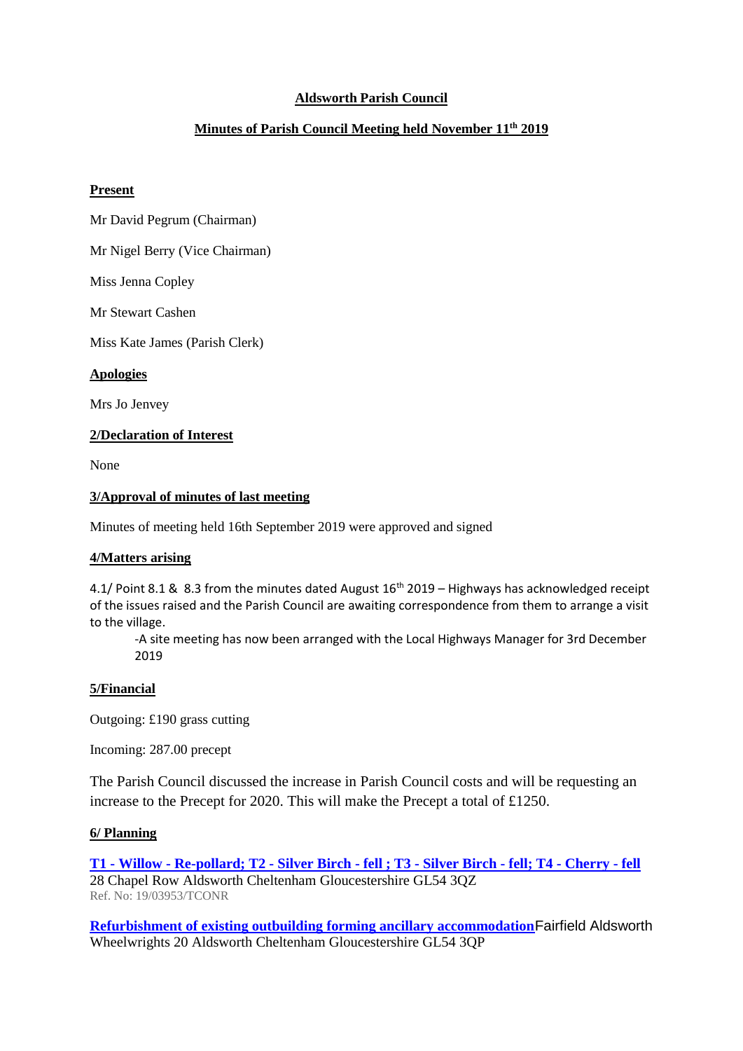**Aldsworth Parish Council**

**Minutes of Parish Council Meeting held November 11th 2019**

**Present**

Mr David Pegrum (Chairman)

Mr Nigel Berry (Vice Chairman)

Miss Jenna Copley

Mr Stewart Cashen

Miss Kate James (Parish Clerk)

**Apologies**

Mrs Jo Jenvey

**2/Declaration of Interest**

None

**3/Approval of minutes of last meeting**

Minutes of meeting held 16th September 2019 were approved and signed

**4/Matters arising**

4.1/ Point 8.1 & 8.3 from the minutes dated August 16th 2019 – Highways has acknowledged receipt of the issues raised and the Parish Council are awaiting correspondence from them to arrange a visit to the village.

-A site meeting has now been arranged with the Local Highways Manager for 3rd December 2019

**5/Financial**

Outgoing: £190 grass cutting

Incoming: 287.00 precept

The Parish Council discussed the increase in Parish Council costs and will be requesting an increase to the Precept for 2020. This will make the Precept a total of £1250.

**6/ Planning**

**T1 - Willow - Re-pollard; T2 - Silver Birch - fell ; T3 - Silver Birch - fell; T4 - Cherry - fell**
28 Chapel Row Aldsworth Cheltenham Gloucestershire GL54 3QZ
Ref. No: 19/03953/TCONR

**Refurbishment of existing outbuilding forming ancillary accommodation** Fairfield Aldsworth Wheelwrights 20 Aldsworth Cheltenham Gloucestershire GL54 3QP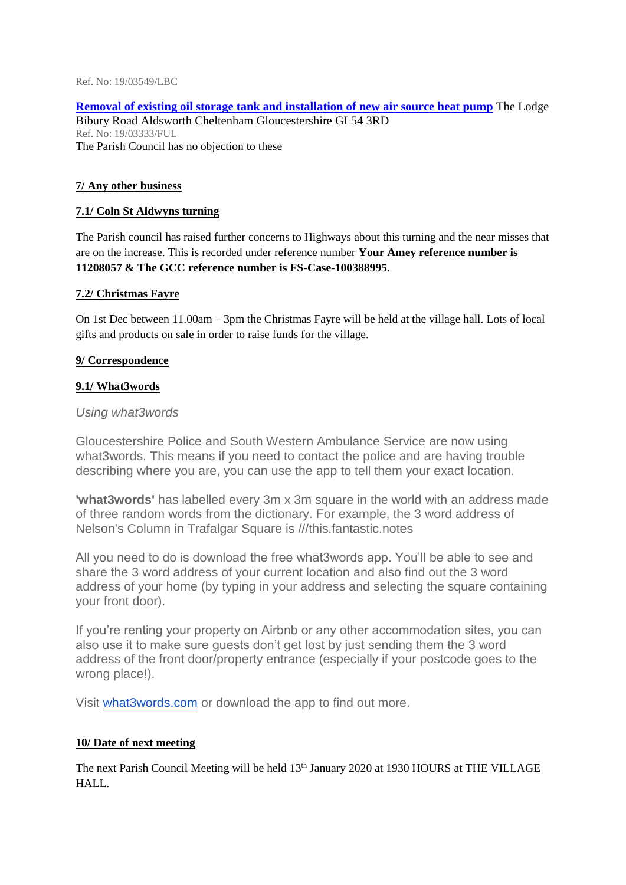Ref. No: 19/03549/LBC

[Removal of existing oil storage tank and installation of new air source heat pump](#) The Lodge Bibury Road Aldsworth Cheltenham Gloucestershire GL54 3RD
Ref. No: 19/03333/FUL
The Parish Council has no objection to these

### 7/ Any other business

#### 7.1/ Coln St Aldwyns turning

The Parish council has raised further concerns to Highways about this turning and the near misses that are on the increase. This is recorded under reference number **Your Amey reference number is 11208057 & The GCC reference number is FS-Case-100388995.**

#### 7.2/ Christmas Fayre

On 1st Dec between 11.00am – 3pm the Christmas Fayre will be held at the village hall. Lots of local gifts and products on sale in order to raise funds for the village.

### 9/ Correspondence

#### 9.1/ What3words

*Using what3words*

Gloucestershire Police and South Western Ambulance Service are now using what3words. This means if you need to contact the police and are having trouble describing where you are, you can use the app to tell them your exact location.

**'what3words'** has labelled every 3m x 3m square in the world with an address made of three random words from the dictionary. For example, the 3 word address of Nelson's Column in Trafalgar Square is ///this.fantastic.notes

All you need to do is download the free what3words app. You'll be able to see and share the 3 word address of your current location and also find out the 3 word address of your home (by typing in your address and selecting the square containing your front door).

If you're renting your property on Airbnb or any other accommodation sites, you can also use it to make sure guests don't get lost by just sending them the 3 word address of the front door/property entrance (especially if your postcode goes to the wrong place!).

Visit [what3words.com](https://what3words.com) or download the app to find out more.

### 10/ Date of next meeting

The next Parish Council Meeting will be held 13th January 2020 at 1930 HOURS at THE VILLAGE HALL.